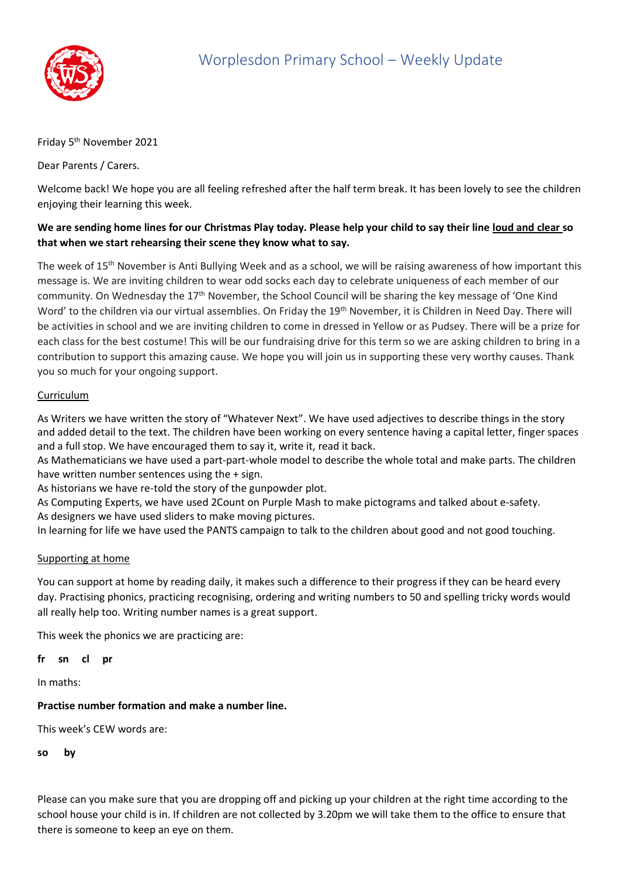# Worplesdon Primary School – Weekly Update

Friday 5th November 2021

Dear Parents / Carers.

Welcome back! We hope you are all feeling refreshed after the half term break. It has been lovely to see the children enjoying their learning this week.

**We are sending home lines for our Christmas Play today. Please help your child to say their line loud and clear so that when we start rehearsing their scene they know what to say.**

The week of 15th November is Anti Bullying Week and as a school, we will be raising awareness of how important this message is. We are inviting children to wear odd socks each day to celebrate uniqueness of each member of our community. On Wednesday the 17th November, the School Council will be sharing the key message of 'One Kind Word' to the children via our virtual assemblies. On Friday the 19th November, it is Children in Need Day. There will be activities in school and we are inviting children to come in dressed in Yellow or as Pudsey. There will be a prize for each class for the best costume! This will be our fundraising drive for this term so we are asking children to bring in a contribution to support this amazing cause. We hope you will join us in supporting these very worthy causes. Thank you so much for your ongoing support.

## Curriculum

As Writers we have written the story of "Whatever Next". We have used adjectives to describe things in the story and added detail to the text. The children have been working on every sentence having a capital letter, finger spaces and a full stop. We have encouraged them to say it, write it, read it back.
As Mathematicians we have used a part-part-whole model to describe the whole total and make parts. The children have written number sentences using the + sign.
As historians we have re-told the story of the gunpowder plot.
As Computing Experts, we have used 2Count on Purple Mash to make pictograms and talked about e-safety.
As designers we have used sliders to make moving pictures.
In learning for life we have used the PANTS campaign to talk to the children about good and not good touching.

## Supporting at home

You can support at home by reading daily, it makes such a difference to their progress if they can be heard every day. Practising phonics, practicing recognising, ordering and writing numbers to 50 and spelling tricky words would all really help too. Writing number names is a great support.

This week the phonics we are practicing are:

**fr sn cl pr**

In maths:

**Practise number formation and make a number line.**

This week's CEW words are:

**so by**

Please can you make sure that you are dropping off and picking up your children at the right time according to the school house your child is in. If children are not collected by 3.20pm we will take them to the office to ensure that there is someone to keep an eye on them.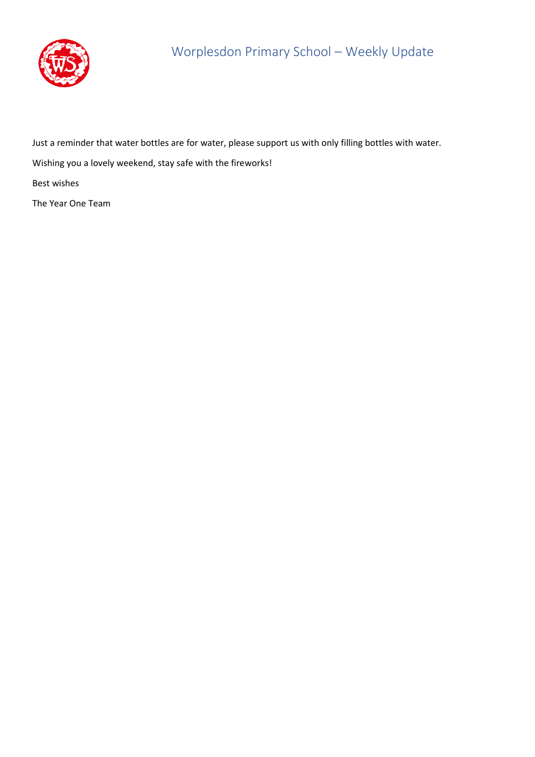Just a reminder that water bottles are for water, please support us with only filling bottles with water.

Wishing you a lovely weekend, stay safe with the fireworks!

Best wishes

The Year One Team